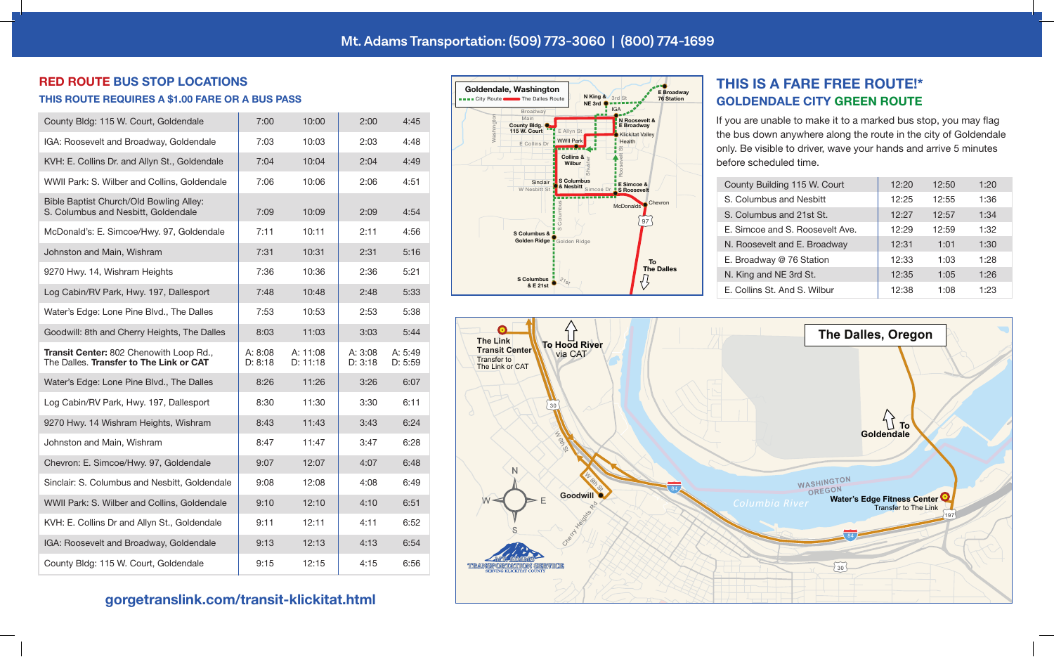Mt. Adams Transportation: (509) 773-3060 | (800) 774-1699

## RED ROUTE BUS STOP LOCATIONS

### THIS ROUTE REQUIRES A $1.00 FARE OR A BUS PASS

| Stop | | | | |
|---|---|---|---|---|
| County Bldg: 115 W. Court, Goldendale | 7:00 | 10:00 | 2:00 | 4:45 |
| IGA: Roosevelt and Broadway, Goldendale | 7:03 | 10:03 | 2:03 | 4:48 |
| KVH: E. Collins Dr. and Allyn St., Goldendale | 7:04 | 10:04 | 2:04 | 4:49 |
| WWII Park: S. Wilber and Collins, Goldendale | 7:06 | 10:06 | 2:06 | 4:51 |
| Bible Baptist Church/Old Bowling Alley: S. Columbus and Nesbitt, Goldendale | 7:09 | 10:09 | 2:09 | 4:54 |
| McDonald's: E. Simcoe/Hwy. 97, Goldendale | 7:11 | 10:11 | 2:11 | 4:56 |
| Johnston and Main, Wishram | 7:31 | 10:31 | 2:31 | 5:16 |
| 9270 Hwy. 14, Wishram Heights | 7:36 | 10:36 | 2:36 | 5:21 |
| Log Cabin/RV Park, Hwy. 197, Dallesport | 7:48 | 10:48 | 2:48 | 5:33 |
| Water's Edge: Lone Pine Blvd., The Dalles | 7:53 | 10:53 | 2:53 | 5:38 |
| Goodwill: 8th and Cherry Heights, The Dalles | 8:03 | 11:03 | 3:03 | 5:44 |
| **Transit Center:** 802 Chenowith Loop Rd., The Dalles. **Transfer to The Link or CAT** | A: 8:08 D: 8:18 | A: 11:08 D: 11:18 | A: 3:08 D: 3:18 | A: 5:49 D: 5:59 |
| Water's Edge: Lone Pine Blvd., The Dalles | 8:26 | 11:26 | 3:26 | 6:07 |
| Log Cabin/RV Park, Hwy. 197, Dallesport | 8:30 | 11:30 | 3:30 | 6:11 |
| 9270 Hwy. 14 Wishram Heights, Wishram | 8:43 | 11:43 | 3:43 | 6:24 |
| Johnston and Main, Wishram | 8:47 | 11:47 | 3:47 | 6:28 |
| Chevron: E. Simcoe/Hwy. 97, Goldendale | 9:07 | 12:07 | 4:07 | 6:48 |
| Sinclair: S. Columbus and Nesbitt, Goldendale | 9:08 | 12:08 | 4:08 | 6:49 |
| WWII Park: S. Wilber and Collins, Goldendale | 9:10 | 12:10 | 4:10 | 6:51 |
| KVH: E. Collins Dr and Allyn St., Goldendale | 9:11 | 12:11 | 4:11 | 6:52 |
| IGA: Roosevelt and Broadway, Goldendale | 9:13 | 12:13 | 4:13 | 6:54 |
| County Bldg: 115 W. Court, Goldendale | 9:15 | 12:15 | 4:15 | 6:56 |

gorgetranslink.com/transit-klickitat.html

## THIS IS A FARE FREE ROUTE!*

### GOLDENDALE CITY GREEN ROUTE

If you are unable to make it to a marked bus stop, you may flag the bus down anywhere along the route in the city of Goldendale only. Be visible to driver, wave your hands and arrive 5 minutes before scheduled time.

| Stop | | | |
|---|---|---|---|
| County Building 115 W. Court | 12:20 | 12:50 | 1:20 |
| S. Columbus and Nesbitt | 12:25 | 12:55 | 1:36 |
| S. Columbus and 21st St. | 12:27 | 12:57 | 1:34 |
| E. Simcoe and S. Roosevelt Ave. | 12:29 | 12:59 | 1:32 |
| N. Roosevelt and E. Broadway | 12:31 | 1:01 | 1:30 |
| E. Broadway @ 76 Station | 12:33 | 1:03 | 1:28 |
| N. King and NE 3rd St. | 12:35 | 1:05 | 1:26 |
| E. Collins St. And S. Wilbur | 12:38 | 1:08 | 1:23 |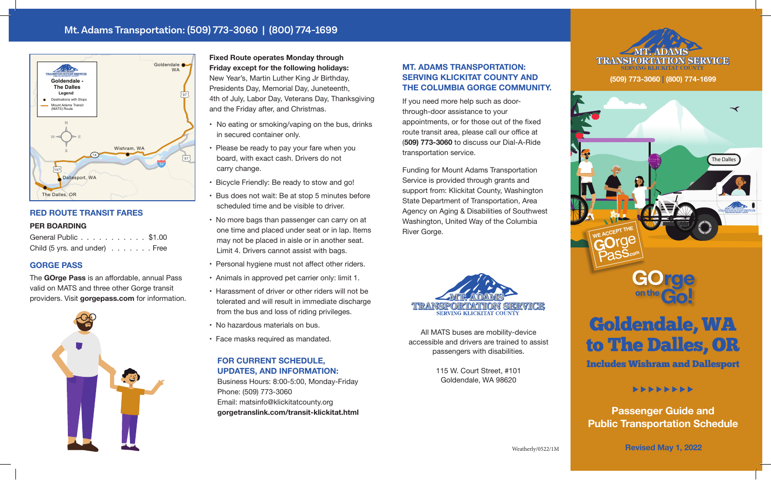# Mt. Adams Transportation: (509) 773-3060 | (800) 774-1699

Goldendale - The Dalles
Legend
Destinations with Stops
Mount Adams Transit (MATS) Route

Goldendale WA
Wishram, WA
Dallesport, WA
The Dalles, OR

## RED ROUTE TRANSIT FARES

**PER BOARDING**

| | |
|---|---|
| General Public | $1.00 |
| Child (5 yrs. and under) | Free |

## GORGE PASS

The **GOrge Pass** is an affordable, annual Pass valid on MATS and three other Gorge transit providers. Visit **gorgepass.com** for information.

**Fixed Route operates Monday through Friday except for the following holidays:** New Year's, Martin Luther King Jr Birthday, Presidents Day, Memorial Day, Juneteenth, 4th of July, Labor Day, Veterans Day, Thanksgiving and the Friday after, and Christmas.

- No eating or smoking/vaping on the bus, drinks in secured container only.
- Please be ready to pay your fare when you board, with exact cash. Drivers do not carry change.
- Bicycle Friendly: Be ready to stow and go!
- Bus does not wait: Be at stop 5 minutes before scheduled time and be visible to driver.
- No more bags than passenger can carry on at one time and placed under seat or in lap. Items may not be placed in aisle or in another seat. Limit 4. Drivers cannot assist with bags.
- Personal hygiene must not affect other riders.
- Animals in approved pet carrier only: limit 1.
- Harassment of driver or other riders will not be tolerated and will result in immediate discharge from the bus and loss of riding privileges.
- No hazardous materials on bus.
- Face masks required as mandated.

## FOR CURRENT SCHEDULE, UPDATES, AND INFORMATION:

Business Hours: 8:00-5:00, Monday-Friday
Phone: (509) 773-3060
Email: matsinfo@klickitatcounty.org
**gorgetranslink.com/transit-klickitat.html**

## MT. ADAMS TRANSPORTATION: SERVING KLICKITAT COUNTY AND THE COLUMBIA GORGE COMMUNITY.

If you need more help such as door-through-door assistance to your appointments, or for those out of the fixed route transit area, please call our office at (**509) 773-3060** to discuss our Dial-A-Ride transportation service.

Funding for Mount Adams Transportation Service is provided through grants and support from: Klickitat County, Washington State Department of Transportation, Area Agency on Aging & Disabilities of Southwest Washington, United Way of the Columbia River Gorge.

MT. ADAMS TRANSPORTATION SERVICE
SERVING KLICKITAT COUNTY

All MATS buses are mobility-device accessible and drivers are trained to assist passengers with disabilities.

115 W. Court Street, #101
Goldendale, WA 98620

Weatherly/0522/1M

MT. ADAMS TRANSPORTATION SERVICE
SERVING KLICKITAT COUNTY

(509) 773-3060 | (800) 774-1699

WE ACCEPT THE GOrge Pass.com

GOrge on the Go!

# Goldendale, WA to The Dalles, OR

### Includes Wishram and Dallesport

## Passenger Guide and Public Transportation Schedule

**Revised May 1, 2022**